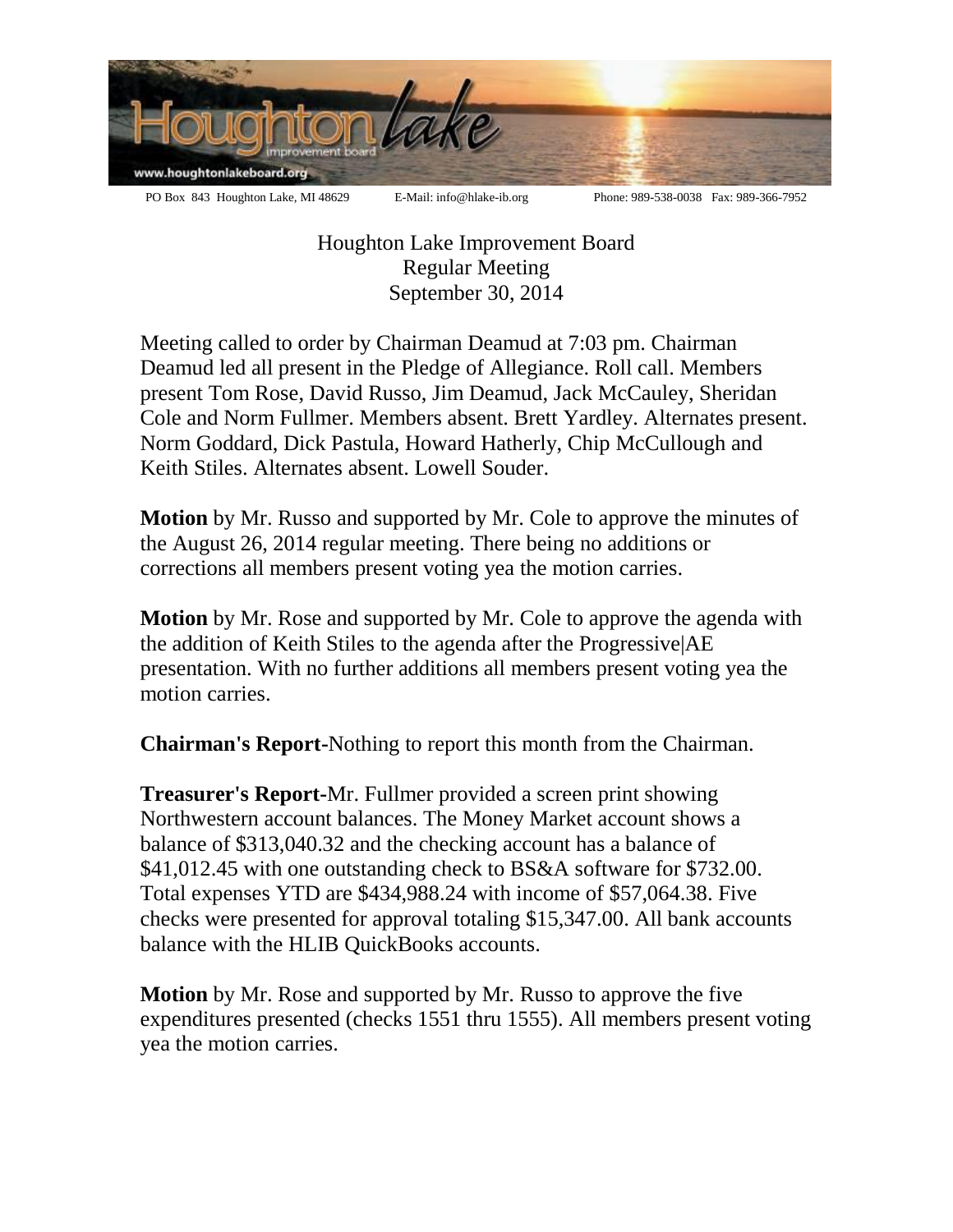PO Box 843 Houghton Lake, MI 48629 E-Mail: info@hlake-ib.org Phone: 989-538-0038 Fax: 989-366-7952

# Houghton Lake Improvement Board
## Regular Meeting
## September 30, 2014

Meeting called to order by Chairman Deamud at 7:03 pm. Chairman Deamud led all present in the Pledge of Allegiance. Roll call. Members present Tom Rose, David Russo, Jim Deamud, Jack McCauley, Sheridan Cole and Norm Fullmer. Members absent. Brett Yardley. Alternates present. Norm Goddard, Dick Pastula, Howard Hatherly, Chip McCullough and Keith Stiles. Alternates absent. Lowell Souder.

**Motion** by Mr. Russo and supported by Mr. Cole to approve the minutes of the August 26, 2014 regular meeting. There being no additions or corrections all members present voting yea the motion carries.

**Motion** by Mr. Rose and supported by Mr. Cole to approve the agenda with the addition of Keith Stiles to the agenda after the Progressive|AE presentation. With no further additions all members present voting yea the motion carries.

**Chairman's Report**-Nothing to report this month from the Chairman.

**Treasurer's Report**-Mr. Fullmer provided a screen print showing Northwestern account balances. The Money Market account shows a balance of $313,040.32 and the checking account has a balance of $41,012.45 with one outstanding check to BS&A software for $732.00. Total expenses YTD are $434,988.24 with income of $57,064.38. Five checks were presented for approval totaling $15,347.00. All bank accounts balance with the HLIB QuickBooks accounts.

**Motion** by Mr. Rose and supported by Mr. Russo to approve the five expenditures presented (checks 1551 thru 1555). All members present voting yea the motion carries.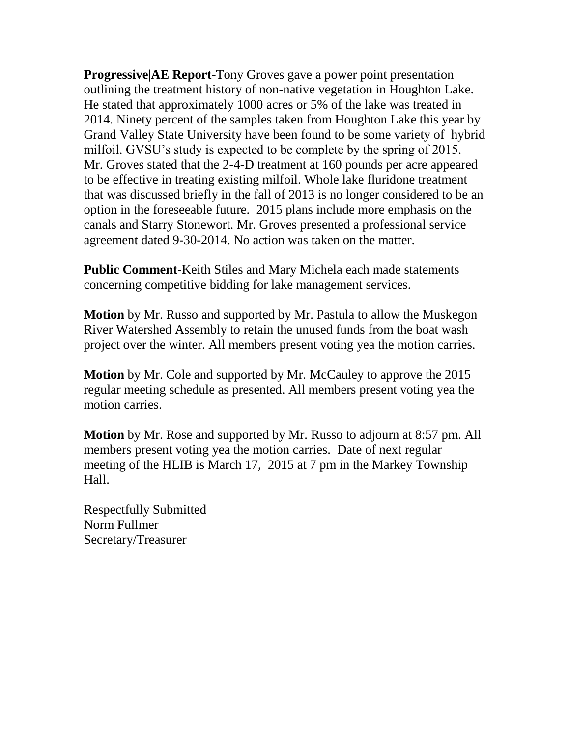**Progressive|AE Report-**Tony Groves gave a power point presentation outlining the treatment history of non-native vegetation in Houghton Lake. He stated that approximately 1000 acres or 5% of the lake was treated in 2014. Ninety percent of the samples taken from Houghton Lake this year by Grand Valley State University have been found to be some variety of hybrid milfoil. GVSU's study is expected to be complete by the spring of 2015. Mr. Groves stated that the 2-4-D treatment at 160 pounds per acre appeared to be effective in treating existing milfoil. Whole lake fluridone treatment that was discussed briefly in the fall of 2013 is no longer considered to be an option in the foreseeable future. 2015 plans include more emphasis on the canals and Starry Stonewort. Mr. Groves presented a professional service agreement dated 9-30-2014. No action was taken on the matter.

**Public Comment-**Keith Stiles and Mary Michela each made statements concerning competitive bidding for lake management services.

**Motion** by Mr. Russo and supported by Mr. Pastula to allow the Muskegon River Watershed Assembly to retain the unused funds from the boat wash project over the winter. All members present voting yea the motion carries.

**Motion** by Mr. Cole and supported by Mr. McCauley to approve the 2015 regular meeting schedule as presented. All members present voting yea the motion carries.

**Motion** by Mr. Rose and supported by Mr. Russo to adjourn at 8:57 pm. All members present voting yea the motion carries. Date of next regular meeting of the HLIB is March 17, 2015 at 7 pm in the Markey Township Hall.

Respectfully Submitted
Norm Fullmer
Secretary/Treasurer